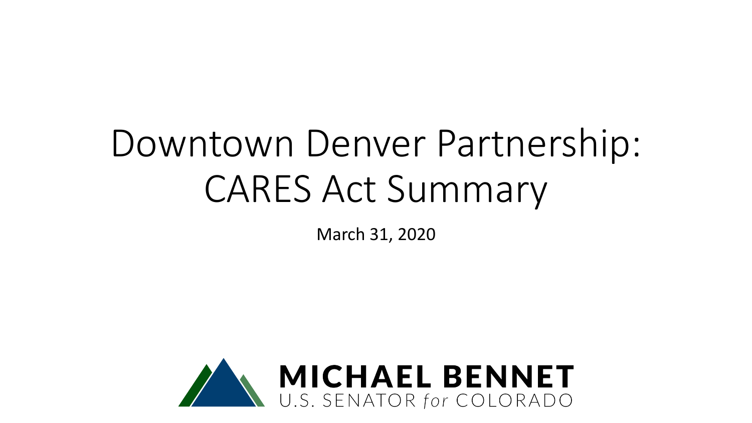# Downtown Denver Partnership: CARES Act Summary

March 31, 2020

**MICHAEL BENNET**
U.S. SENATOR *for* COLORADO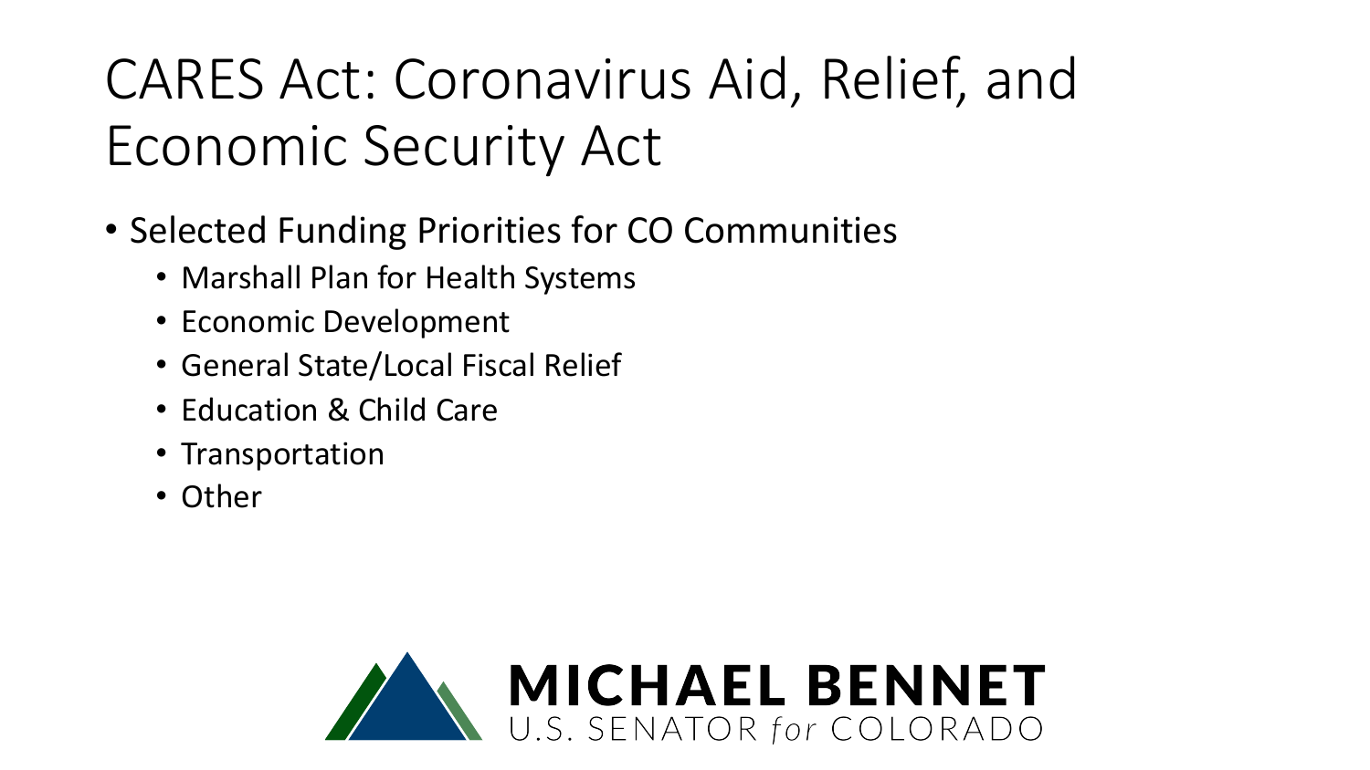# CARES Act: Coronavirus Aid, Relief, and Economic Security Act

- Selected Funding Priorities for CO Communities
  - Marshall Plan for Health Systems
  - Economic Development
  - General State/Local Fiscal Relief
  - Education & Child Care
  - Transportation
  - Other

MICHAEL BENNET
U.S. SENATOR *for* COLORADO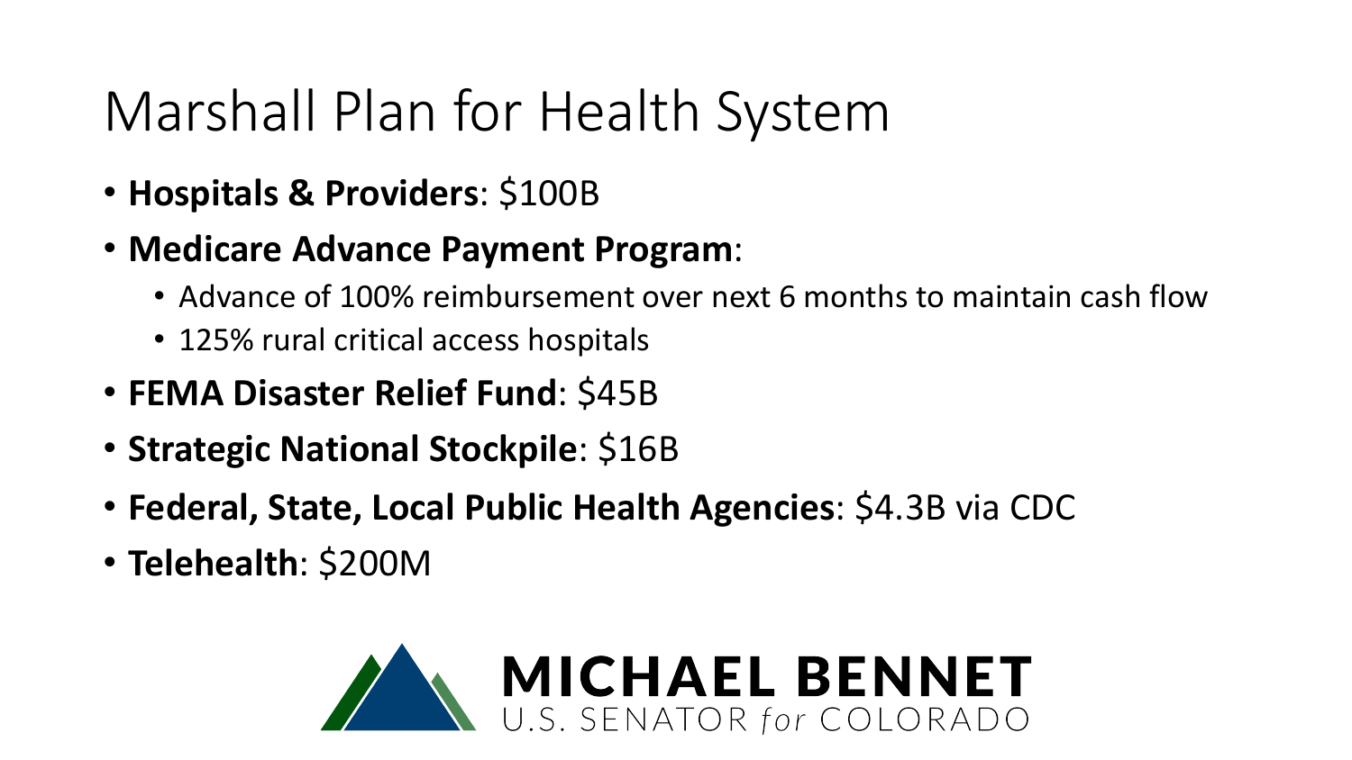# Marshall Plan for Health System

- **Hospitals & Providers**: $100B
- **Medicare Advance Payment Program**:
  - Advance of 100% reimbursement over next 6 months to maintain cash flow
  - 125% rural critical access hospitals
- **FEMA Disaster Relief Fund**: $45B
- **Strategic National Stockpile**: $16B
- **Federal, State, Local Public Health Agencies**: $4.3B via CDC
- **Telehealth**: $200M

MICHAEL BENNET
U.S. SENATOR *for* COLORADO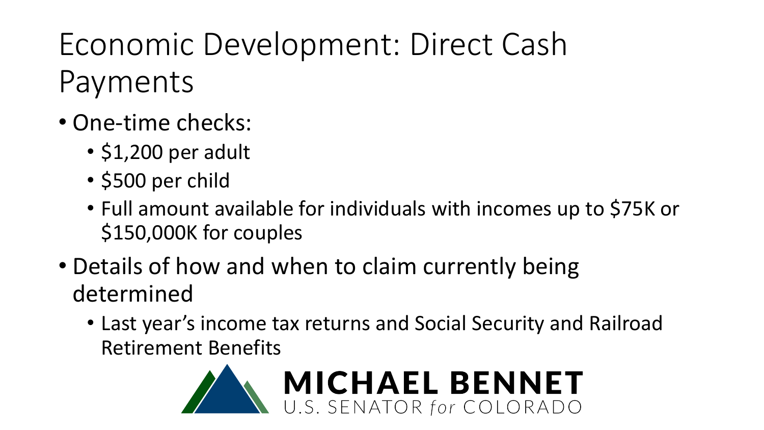# Economic Development: Direct Cash Payments

- One-time checks:
  - $1,200 per adult
  - $500 per child
  - Full amount available for individuals with incomes up to $75K or $150,000K for couples
- Details of how and when to claim currently being determined
  - Last year's income tax returns and Social Security and Railroad Retirement Benefits

MICHAEL BENNET
U.S. SENATOR *for* COLORADO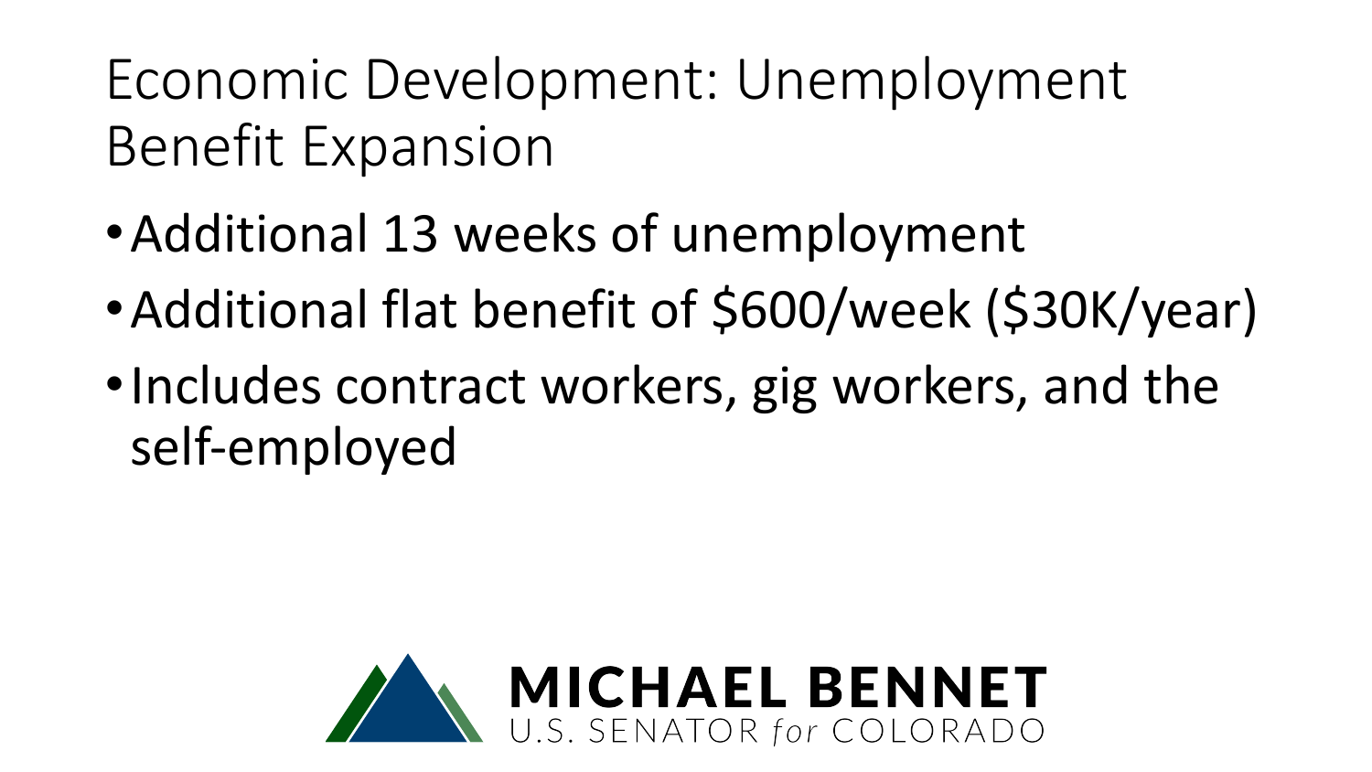# Economic Development: Unemployment Benefit Expansion

- Additional 13 weeks of unemployment
- Additional flat benefit of $600/week ($30K/year)
- Includes contract workers, gig workers, and the self-employed

**MICHAEL BENNET**
U.S. SENATOR *for* COLORADO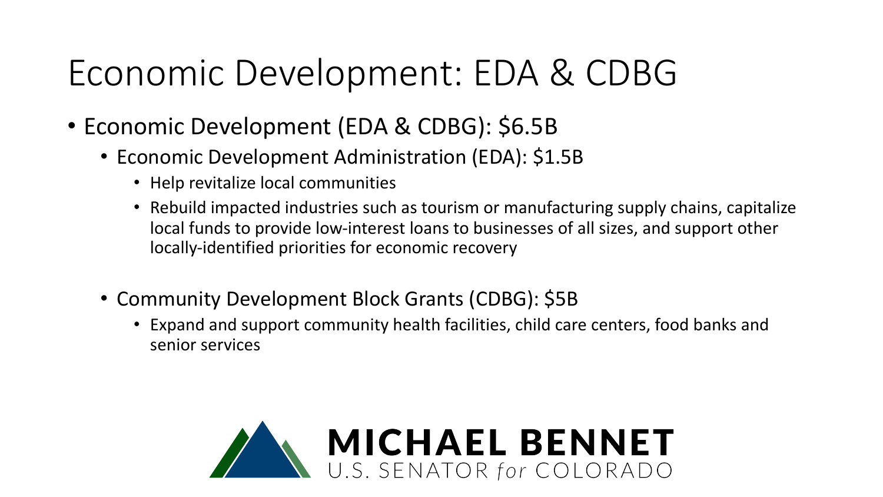# Economic Development: EDA & CDBG

- Economic Development (EDA & CDBG): $6.5B
  - Economic Development Administration (EDA): $1.5B
    - Help revitalize local communities
    - Rebuild impacted industries such as tourism or manufacturing supply chains, capitalize local funds to provide low-interest loans to businesses of all sizes, and support other locally-identified priorities for economic recovery
  - Community Development Block Grants (CDBG): $5B
    - Expand and support community health facilities, child care centers, food banks and senior services

**MICHAEL BENNET**
U.S. SENATOR *for* COLORADO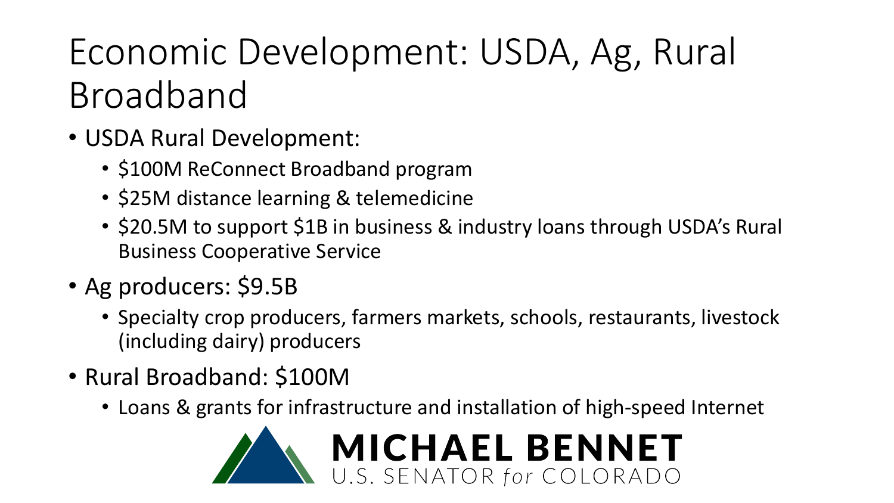# Economic Development: USDA, Ag, Rural Broadband

- USDA Rural Development:
  - $100M ReConnect Broadband program
  - $25M distance learning & telemedicine
  - $20.5M to support $1B in business & industry loans through USDA's Rural Business Cooperative Service
- Ag producers: $9.5B
  - Specialty crop producers, farmers markets, schools, restaurants, livestock (including dairy) producers
- Rural Broadband: $100M
  - Loans & grants for infrastructure and installation of high-speed Internet

MICHAEL BENNET
U.S. SENATOR *for* COLORADO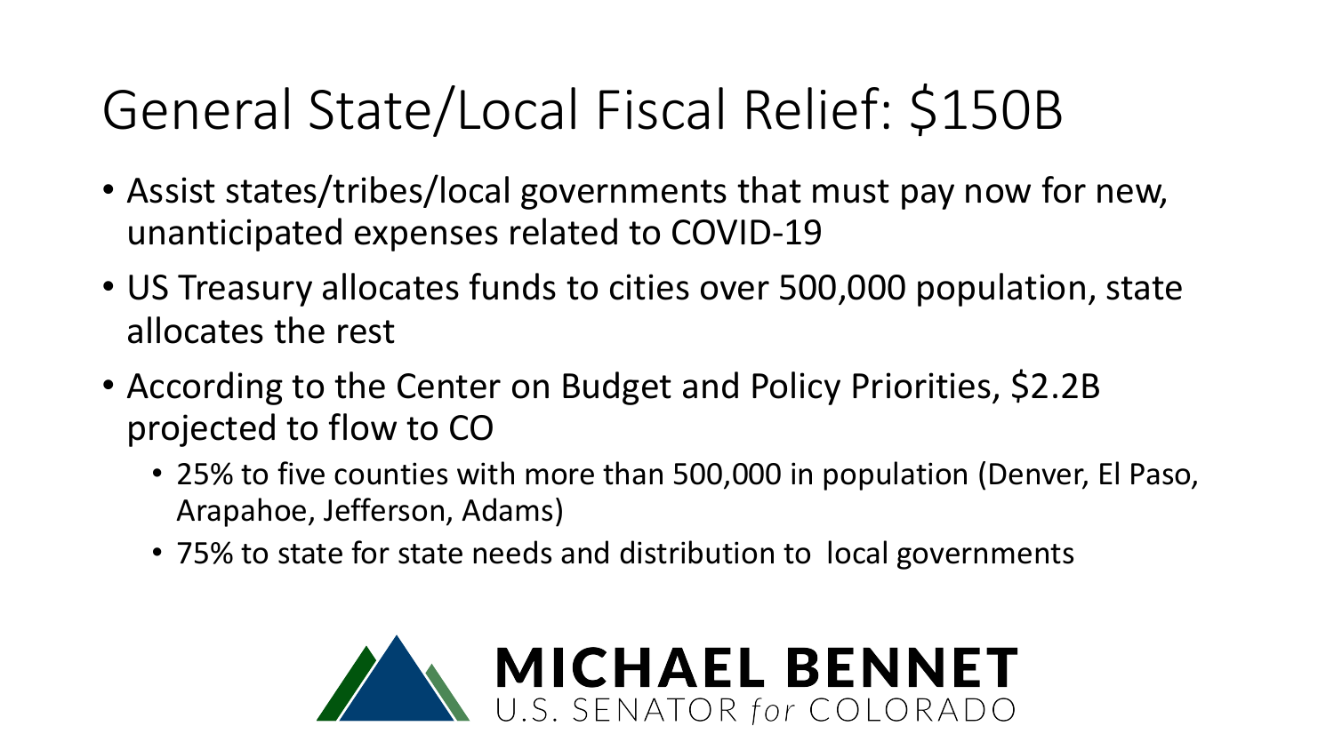# General State/Local Fiscal Relief: $150B

- Assist states/tribes/local governments that must pay now for new, unanticipated expenses related to COVID-19
- US Treasury allocates funds to cities over 500,000 population, state allocates the rest
- According to the Center on Budget and Policy Priorities, $2.2B projected to flow to CO
  - 25% to five counties with more than 500,000 in population (Denver, El Paso, Arapahoe, Jefferson, Adams)
  - 75% to state for state needs and distribution to local governments

**MICHAEL BENNET**
U.S. SENATOR *for* COLORADO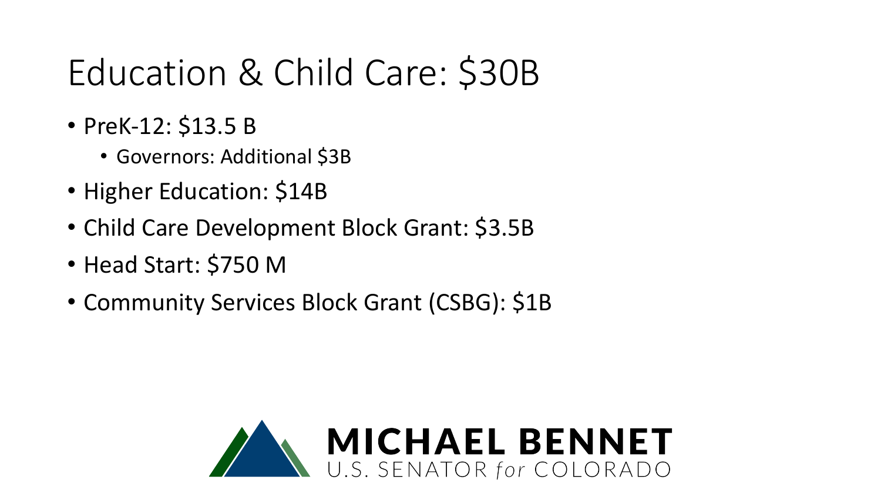# Education & Child Care: $30B

- PreK-12: $13.5 B
  - Governors: Additional $3B
- Higher Education: $14B
- Child Care Development Block Grant: $3.5B
- Head Start: $750 M
- Community Services Block Grant (CSBG): $1B

MICHAEL BENNET
U.S. SENATOR *for* COLORADO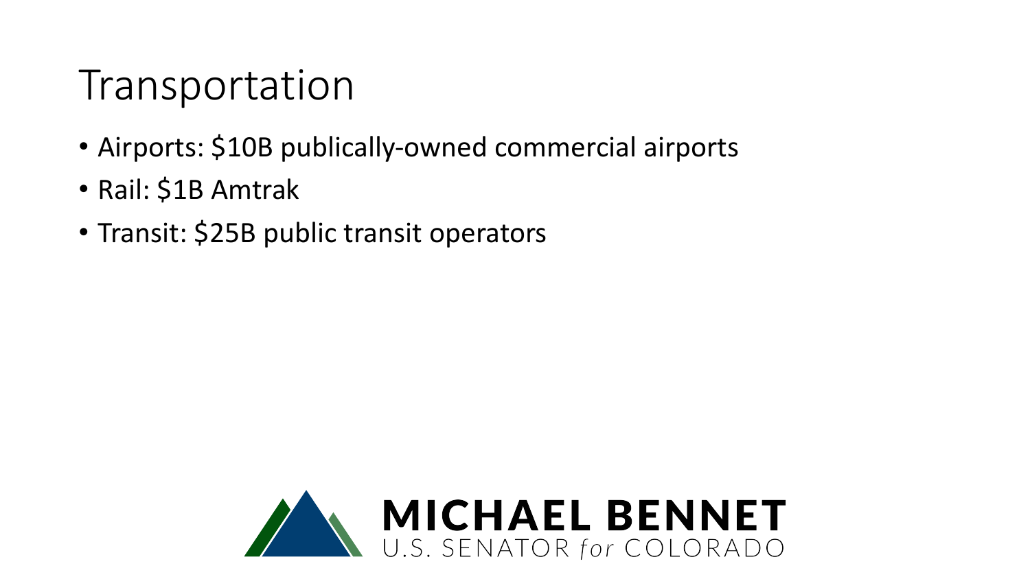# Transportation

- Airports: $10B publically-owned commercial airports
- Rail: $1B Amtrak
- Transit: $25B public transit operators

**MICHAEL BENNET**
U.S. SENATOR *for* COLORADO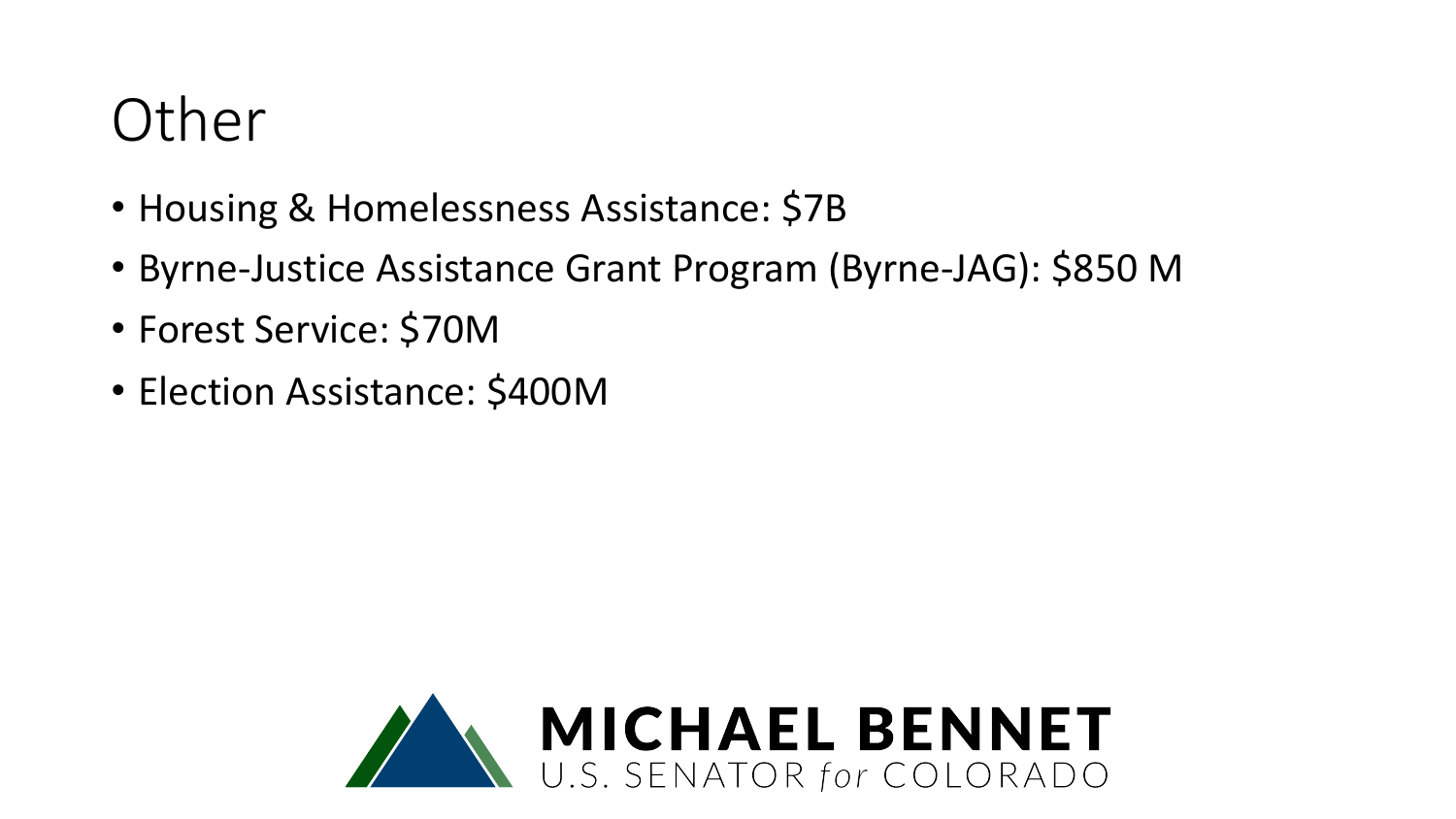# Other

- Housing & Homelessness Assistance: $7B
- Byrne-Justice Assistance Grant Program (Byrne-JAG): $850 M
- Forest Service: $70M
- Election Assistance: $400M

MICHAEL BENNET
U.S. SENATOR *for* COLORADO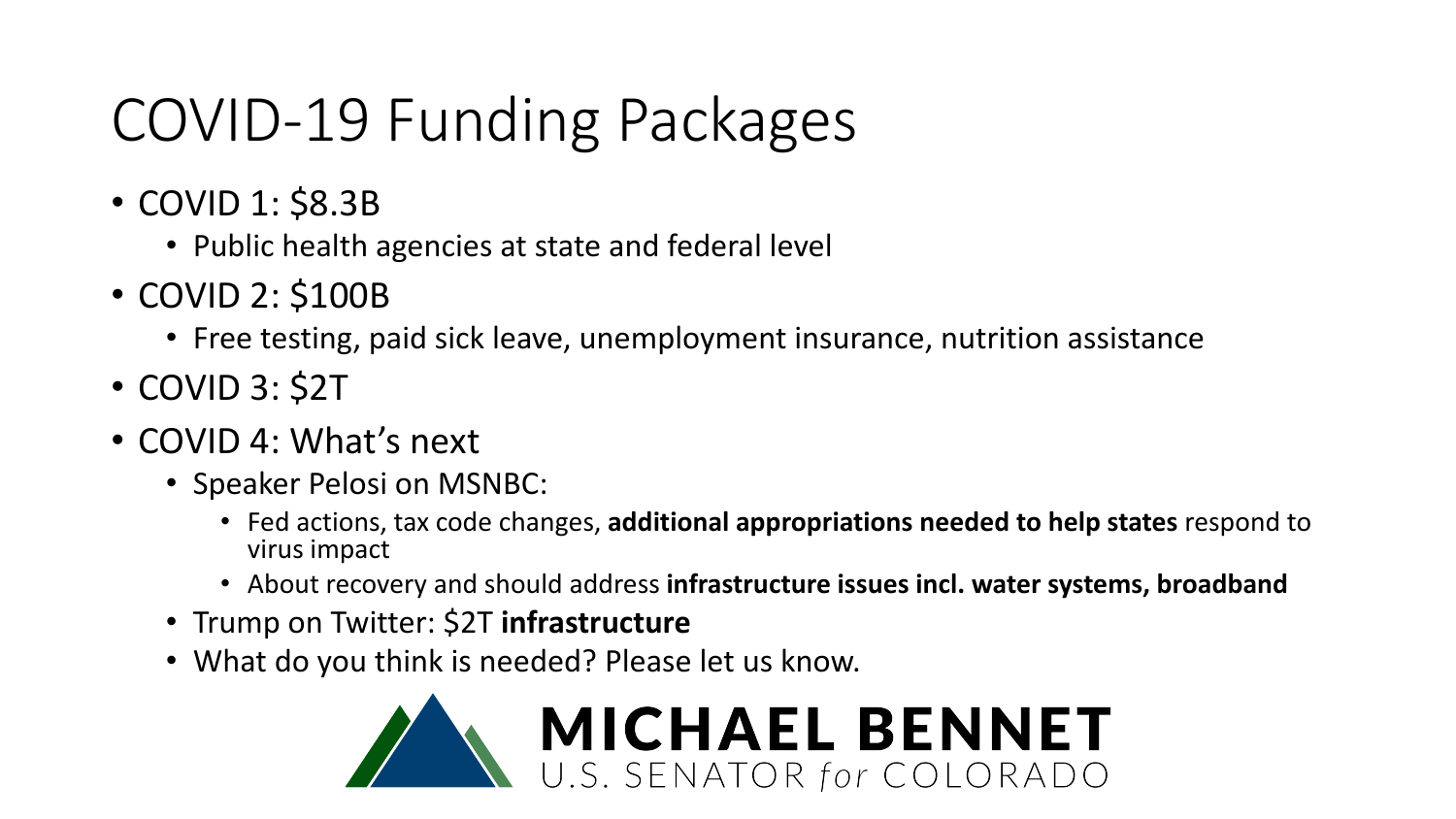# COVID-19 Funding Packages

- COVID 1: $8.3B
  - Public health agencies at state and federal level
- COVID 2: $100B
  - Free testing, paid sick leave, unemployment insurance, nutrition assistance
- COVID 3: $2T
- COVID 4: What's next
  - Speaker Pelosi on MSNBC:
    - Fed actions, tax code changes, **additional appropriations needed to help states** respond to virus impact
    - About recovery and should address **infrastructure issues incl. water systems, broadband**
  - Trump on Twitter: $2T **infrastructure**
  - What do you think is needed? Please let us know.

**MICHAEL BENNET**
U.S. SENATOR *for* COLORADO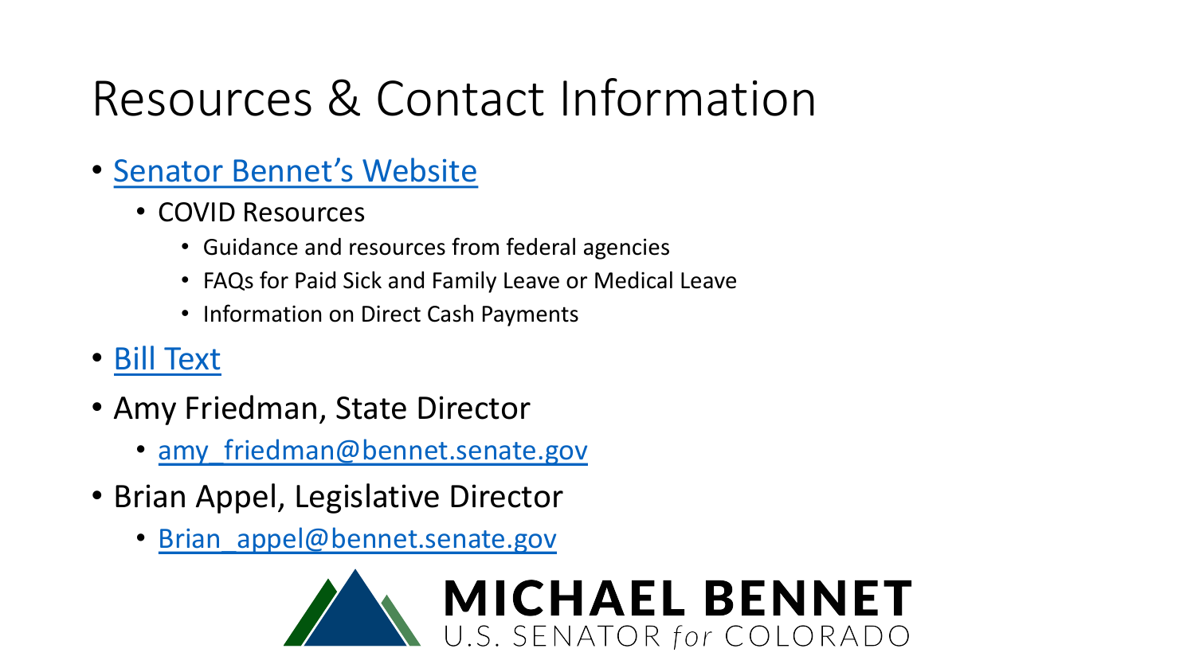# Resources & Contact Information

- Senator Bennet's Website
  - COVID Resources
    - Guidance and resources from federal agencies
    - FAQs for Paid Sick and Family Leave or Medical Leave
    - Information on Direct Cash Payments
- Bill Text
- Amy Friedman, State Director
  - amy_friedman@bennet.senate.gov
- Brian Appel, Legislative Director
  - Brian_appel@bennet.senate.gov

MICHAEL BENNET
U.S. SENATOR *for* COLORADO